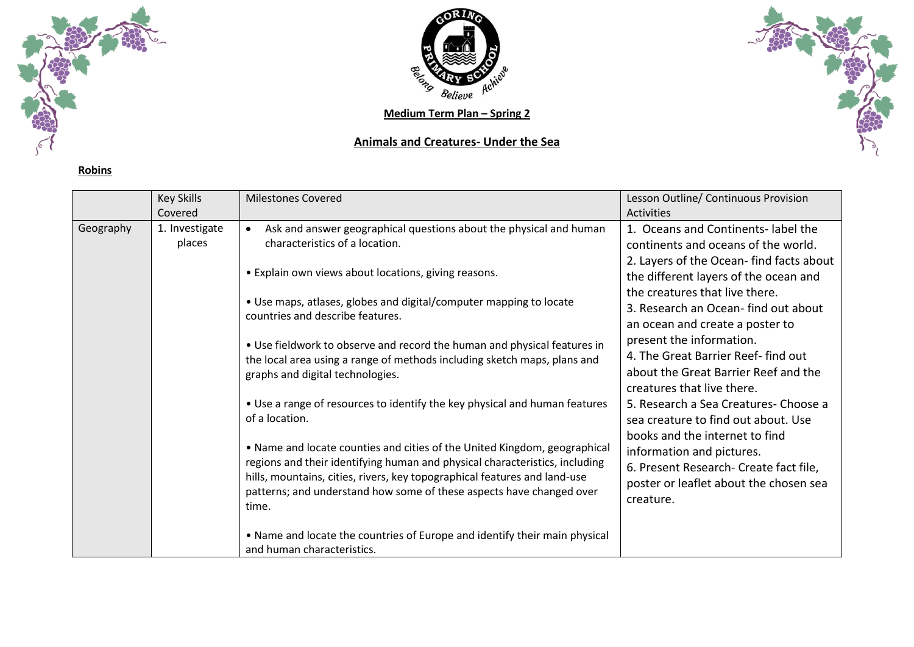**Medium Term Plan – Spring 2**

**Animals and Creatures- Under the Sea**

**Robins**

| | Key Skills Covered | Milestones Covered | Lesson Outline/ Continuous Provision Activities |
|---|---|---|---|
| Geography | 1. Investigate places | • Ask and answer geographical questions about the physical and human characteristics of a location.<br><br>• Explain own views about locations, giving reasons.<br><br>• Use maps, atlases, globes and digital/computer mapping to locate countries and describe features.<br><br>• Use fieldwork to observe and record the human and physical features in the local area using a range of methods including sketch maps, plans and graphs and digital technologies.<br><br>• Use a range of resources to identify the key physical and human features of a location.<br><br>• Name and locate counties and cities of the United Kingdom, geographical regions and their identifying human and physical characteristics, including hills, mountains, cities, rivers, key topographical features and land-use patterns; and understand how some of these aspects have changed over time.<br><br>• Name and locate the countries of Europe and identify their main physical and human characteristics. | 1. Oceans and Continents- label the continents and oceans of the world.<br>2. Layers of the Ocean- find facts about the different layers of the ocean and the creatures that live there.<br>3. Research an Ocean- find out about an ocean and create a poster to present the information.<br>4. The Great Barrier Reef- find out about the Great Barrier Reef and the creatures that live there.<br>5. Research a Sea Creatures- Choose a sea creature to find out about. Use books and the internet to find information and pictures.<br>6. Present Research- Create fact file, poster or leaflet about the chosen sea creature. |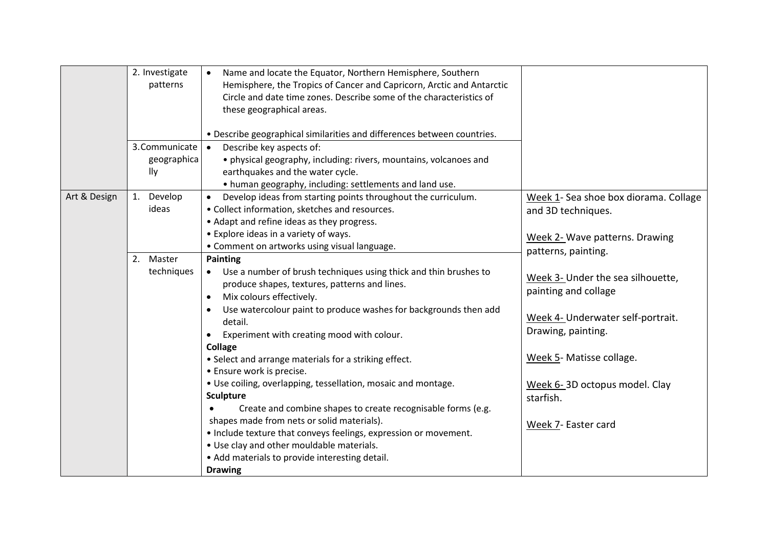| | | | |
|---|---|---|---|
| | 2. Investigate patterns | • Name and locate the Equator, Northern Hemisphere, Southern Hemisphere, the Tropics of Cancer and Capricorn, Arctic and Antarctic Circle and date time zones. Describe some of the characteristics of these geographical areas.<br><br>• Describe geographical similarities and differences between countries. | |
| | 3. Communicate geographically | • Describe key aspects of:<br>• physical geography, including: rivers, mountains, volcanoes and earthquakes and the water cycle.<br>• human geography, including: settlements and land use. | |
| Art & Design | 1. Develop ideas | • Develop ideas from starting points throughout the curriculum.<br>• Collect information, sketches and resources.<br>• Adapt and refine ideas as they progress.<br>• Explore ideas in a variety of ways.<br>• Comment on artworks using visual language. | Week 1- Sea shoe box diorama. Collage and 3D techniques.<br><br>Week 2- Wave patterns. Drawing patterns, painting.<br><br>Week 3- Under the sea silhouette, painting and collage<br><br>Week 4- Underwater self-portrait. Drawing, painting.<br><br>Week 5- Matisse collage.<br><br>Week 6- 3D octopus model. Clay starfish.<br><br>Week 7- Easter card |
| | 2. Master techniques | **Painting**<br>• Use a number of brush techniques using thick and thin brushes to produce shapes, textures, patterns and lines.<br>• Mix colours effectively.<br>• Use watercolour paint to produce washes for backgrounds then add detail.<br>• Experiment with creating mood with colour.<br>**Collage**<br>• Select and arrange materials for a striking effect.<br>• Ensure work is precise.<br>• Use coiling, overlapping, tessellation, mosaic and montage.<br>**Sculpture**<br>• Create and combine shapes to create recognisable forms (e.g. shapes made from nets or solid materials).<br>• Include texture that conveys feelings, expression or movement.<br>• Use clay and other mouldable materials.<br>• Add materials to provide interesting detail.<br>**Drawing** | |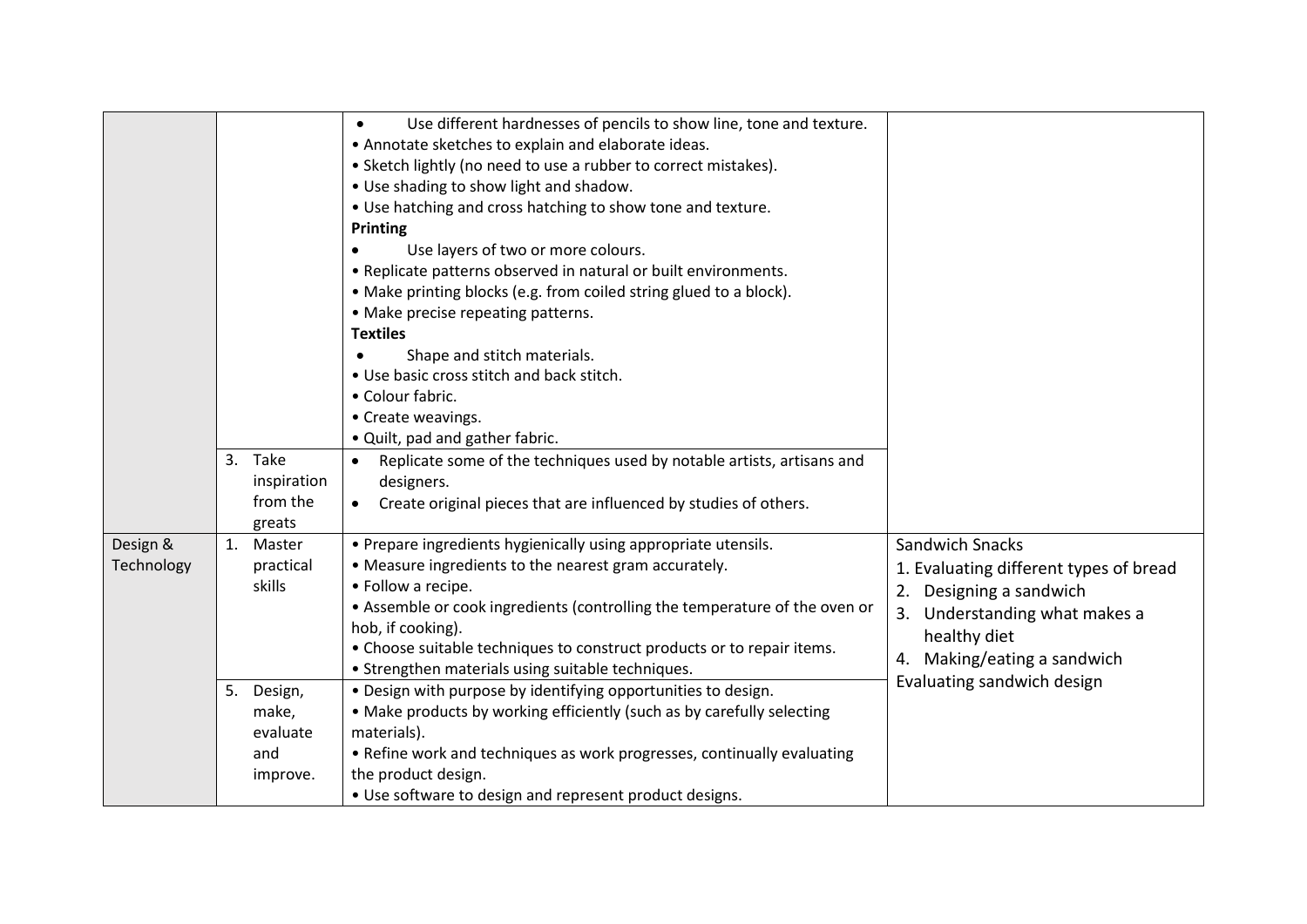| | | | |
|---|---|---|---|
| | | • Use different hardnesses of pencils to show line, tone and texture.<br>• Annotate sketches to explain and elaborate ideas.<br>• Sketch lightly (no need to use a rubber to correct mistakes).<br>• Use shading to show light and shadow.<br>• Use hatching and cross hatching to show tone and texture.<br>**Printing**<br>• Use layers of two or more colours.<br>• Replicate patterns observed in natural or built environments.<br>• Make printing blocks (e.g. from coiled string glued to a block).<br>• Make precise repeating patterns.<br>**Textiles**<br>• Shape and stitch materials.<br>• Use basic cross stitch and back stitch.<br>• Colour fabric.<br>• Create weavings.<br>• Quilt, pad and gather fabric. | |
| | 3. Take inspiration from the greats | • Replicate some of the techniques used by notable artists, artisans and designers.<br>• Create original pieces that are influenced by studies of others. | |
| Design & Technology | 1. Master practical skills | • Prepare ingredients hygienically using appropriate utensils.<br>• Measure ingredients to the nearest gram accurately.<br>• Follow a recipe.<br>• Assemble or cook ingredients (controlling the temperature of the oven or hob, if cooking).<br>• Choose suitable techniques to construct products or to repair items.<br>• Strengthen materials using suitable techniques. | Sandwich Snacks<br>1. Evaluating different types of bread<br>2. Designing a sandwich<br>3. Understanding what makes a healthy diet<br>4. Making/eating a sandwich<br>Evaluating sandwich design |
| | 5. Design, make, evaluate and improve. | • Design with purpose by identifying opportunities to design.<br>• Make products by working efficiently (such as by carefully selecting materials).<br>• Refine work and techniques as work progresses, continually evaluating the product design.<br>• Use software to design and represent product designs. | |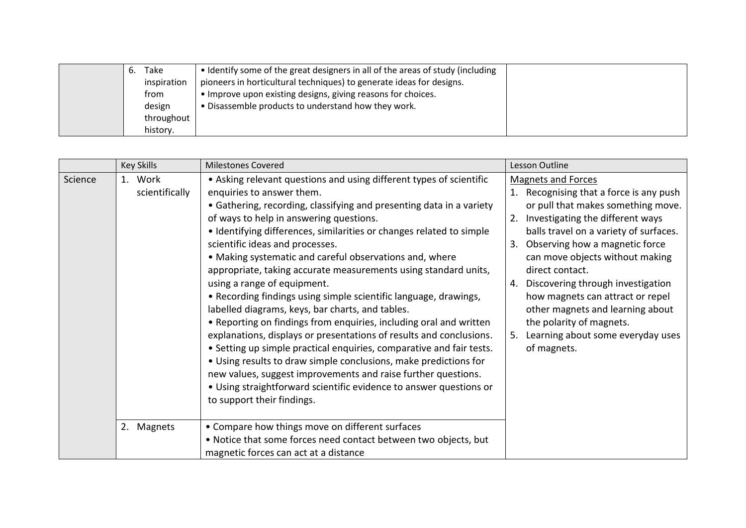| | | | |
|---|---|---|---|
| | 6. Take inspiration from design throughout history. | • Identify some of the great designers in all of the areas of study (including pioneers in horticultural techniques) to generate ideas for designs.<br>• Improve upon existing designs, giving reasons for choices.<br>• Disassemble products to understand how they work. | |

| | Key Skills | Milestones Covered | Lesson Outline |
|---|---|---|---|
| Science | 1. Work scientifically | • Asking relevant questions and using different types of scientific enquiries to answer them.<br>• Gathering, recording, classifying and presenting data in a variety of ways to help in answering questions.<br>• Identifying differences, similarities or changes related to simple scientific ideas and processes.<br>• Making systematic and careful observations and, where appropriate, taking accurate measurements using standard units, using a range of equipment.<br>• Recording findings using simple scientific language, drawings, labelled diagrams, keys, bar charts, and tables.<br>• Reporting on findings from enquiries, including oral and written explanations, displays or presentations of results and conclusions.<br>• Setting up simple practical enquiries, comparative and fair tests.<br>• Using results to draw simple conclusions, make predictions for new values, suggest improvements and raise further questions.<br>• Using straightforward scientific evidence to answer questions or to support their findings. | Magnets and Forces<br>1. Recognising that a force is any push or pull that makes something move.<br>2. Investigating the different ways balls travel on a variety of surfaces.<br>3. Observing how a magnetic force can move objects without making direct contact.<br>4. Discovering through investigation how magnets can attract or repel other magnets and learning about the polarity of magnets.<br>5. Learning about some everyday uses of magnets. |
| | 2. Magnets | • Compare how things move on different surfaces<br>• Notice that some forces need contact between two objects, but magnetic forces can act at a distance | |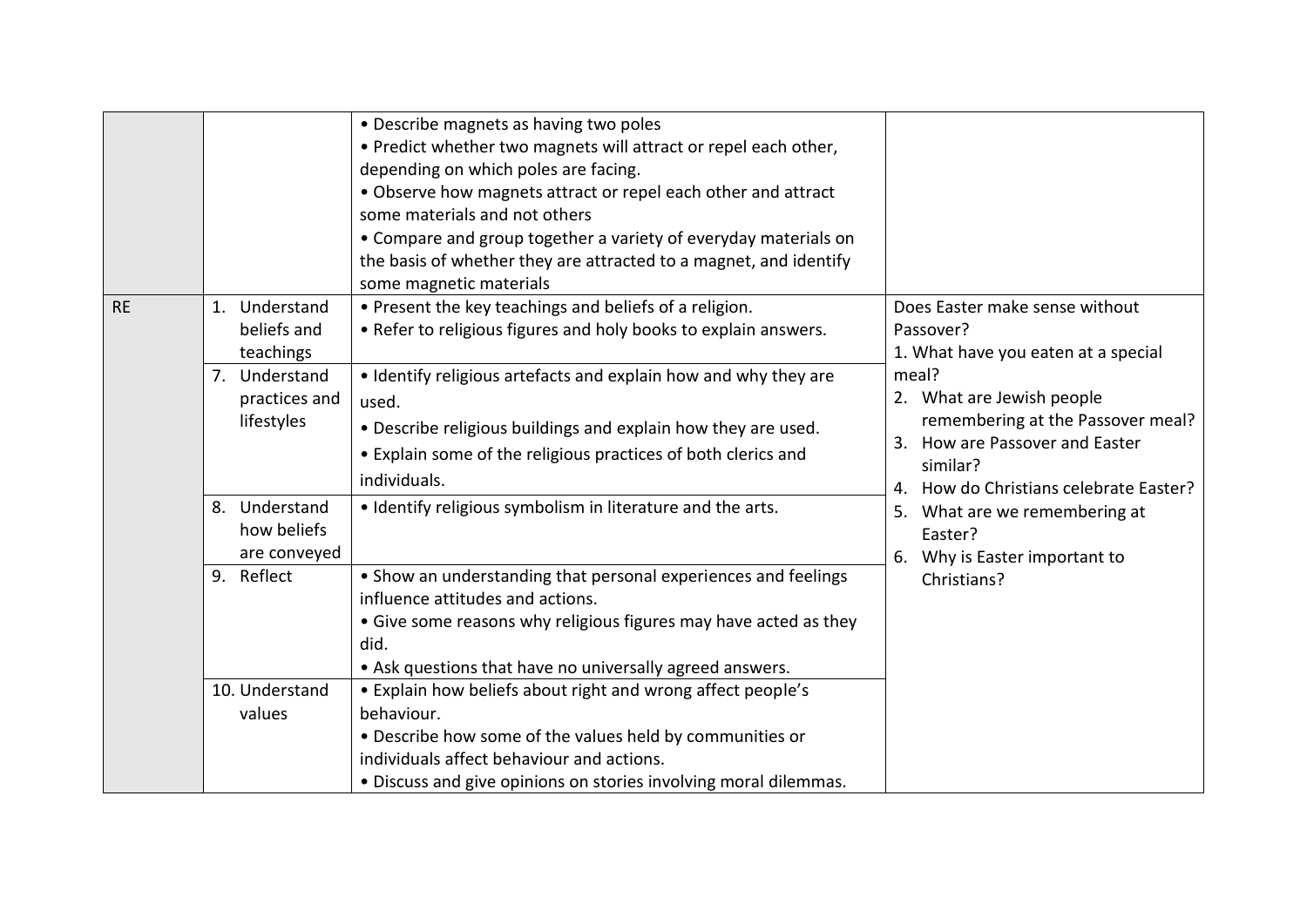| | | | |
|---|---|---|---|
| | | • Describe magnets as having two poles<br>• Predict whether two magnets will attract or repel each other, depending on which poles are facing.<br>• Observe how magnets attract or repel each other and attract some materials and not others<br>• Compare and group together a variety of everyday materials on the basis of whether they are attracted to a magnet, and identify some magnetic materials | |
| RE | 1. Understand beliefs and teachings | • Present the key teachings and beliefs of a religion.<br>• Refer to religious figures and holy books to explain answers. | Does Easter make sense without Passover?<br>1. What have you eaten at a special meal?<br>2. What are Jewish people remembering at the Passover meal?<br>3. How are Passover and Easter similar?<br>4. How do Christians celebrate Easter?<br>5. What are we remembering at Easter?<br>6. Why is Easter important to Christians? |
| | 7. Understand practices and lifestyles | • Identify religious artefacts and explain how and why they are used.<br>• Describe religious buildings and explain how they are used.<br>• Explain some of the religious practices of both clerics and individuals. | |
| | 8. Understand how beliefs are conveyed | • Identify religious symbolism in literature and the arts. | |
| | 9. Reflect | • Show an understanding that personal experiences and feelings influence attitudes and actions.<br>• Give some reasons why religious figures may have acted as they did.<br>• Ask questions that have no universally agreed answers. | |
| | 10. Understand values | • Explain how beliefs about right and wrong affect people's behaviour.<br>• Describe how some of the values held by communities or individuals affect behaviour and actions.<br>• Discuss and give opinions on stories involving moral dilemmas. | |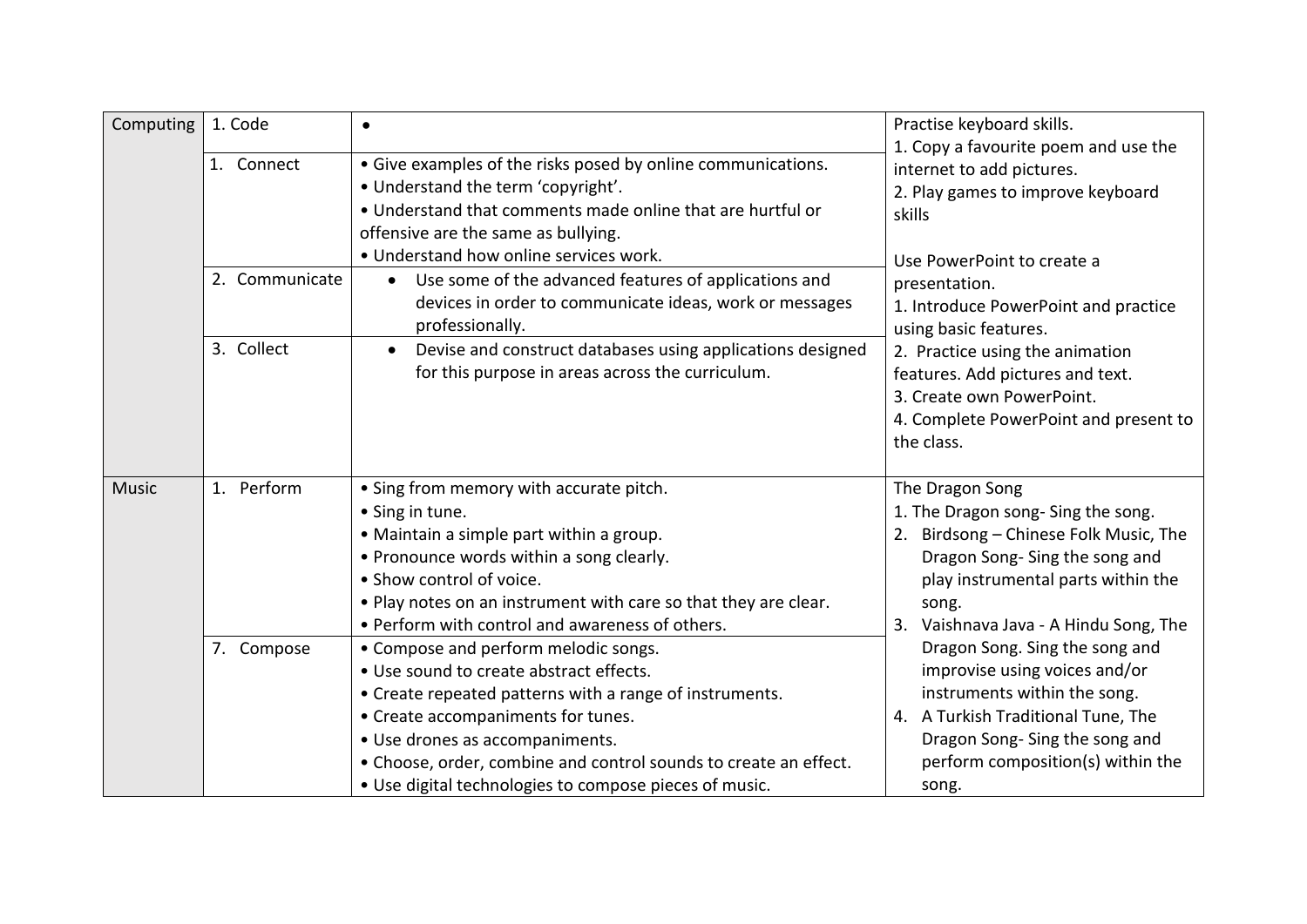| Computing | 1. Code | • | Practise keyboard skills.<br>1. Copy a favourite poem and use the internet to add pictures.<br>2. Play games to improve keyboard skills<br><br>Use PowerPoint to create a presentation.<br>1. Introduce PowerPoint and practice using basic features.<br>2. Practice using the animation features. Add pictures and text.<br>3. Create own PowerPoint.<br>4. Complete PowerPoint and present to the class. |
|---|---|---|---|
| | 1. Connect | • Give examples of the risks posed by online communications.<br>• Understand the term 'copyright'.<br>• Understand that comments made online that are hurtful or offensive are the same as bullying.<br>• Understand how online services work. | |
| | 2. Communicate | • Use some of the advanced features of applications and devices in order to communicate ideas, work or messages professionally. | |
| | 3. Collect | • Devise and construct databases using applications designed for this purpose in areas across the curriculum. | |
| Music | 1. Perform | • Sing from memory with accurate pitch.<br>• Sing in tune.<br>• Maintain a simple part within a group.<br>• Pronounce words within a song clearly.<br>• Show control of voice.<br>• Play notes on an instrument with care so that they are clear.<br>• Perform with control and awareness of others. | The Dragon Song<br>1. The Dragon song- Sing the song.<br>2. Birdsong – Chinese Folk Music, The Dragon Song- Sing the song and play instrumental parts within the song.<br>3. Vaishnava Java - A Hindu Song, The Dragon Song. Sing the song and improvise using voices and/or instruments within the song.<br>4. A Turkish Traditional Tune, The Dragon Song- Sing the song and perform composition(s) within the song. |
| | 7. Compose | • Compose and perform melodic songs.<br>• Use sound to create abstract effects.<br>• Create repeated patterns with a range of instruments.<br>• Create accompaniments for tunes.<br>• Use drones as accompaniments.<br>• Choose, order, combine and control sounds to create an effect.<br>• Use digital technologies to compose pieces of music. | |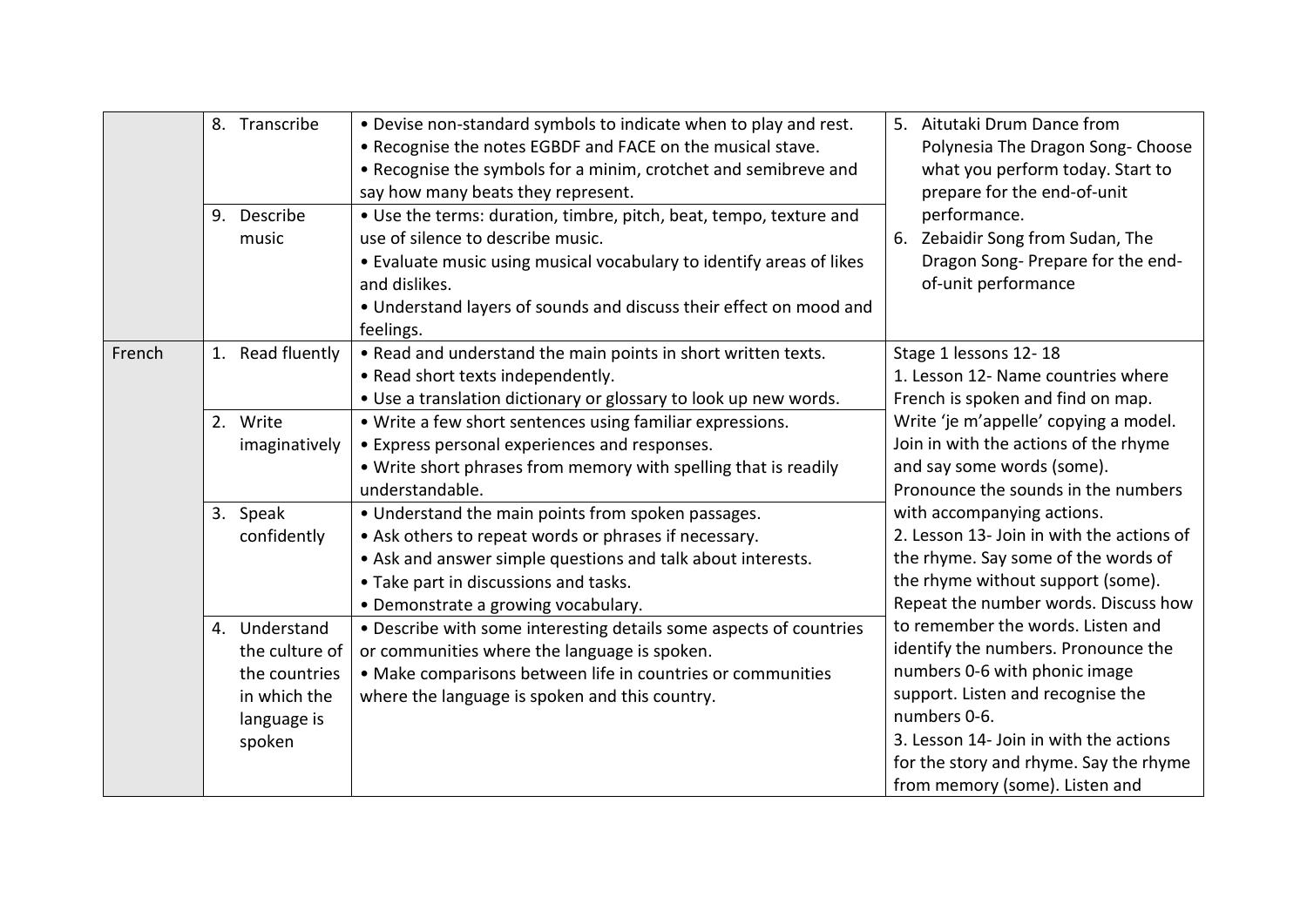| | | | |
|---|---|---|---|
| | 8. Transcribe | • Devise non-standard symbols to indicate when to play and rest.<br>• Recognise the notes EGBDF and FACE on the musical stave.<br>• Recognise the symbols for a minim, crotchet and semibreve and say how many beats they represent. | 5. Aitutaki Drum Dance from Polynesia The Dragon Song- Choose what you perform today. Start to prepare for the end-of-unit performance.<br>6. Zebaidir Song from Sudan, The Dragon Song- Prepare for the end-of-unit performance |
| | 9. Describe music | • Use the terms: duration, timbre, pitch, beat, tempo, texture and use of silence to describe music.<br>• Evaluate music using musical vocabulary to identify areas of likes and dislikes.<br>• Understand layers of sounds and discuss their effect on mood and feelings. | |
| French | 1. Read fluently | • Read and understand the main points in short written texts.<br>• Read short texts independently.<br>• Use a translation dictionary or glossary to look up new words. | Stage 1 lessons 12- 18<br>1. Lesson 12- Name countries where French is spoken and find on map. Write 'je m'appelle' copying a model. Join in with the actions of the rhyme and say some words (some). Pronounce the sounds in the numbers with accompanying actions.<br>2. Lesson 13- Join in with the actions of the rhyme. Say some of the words of the rhyme without support (some). Repeat the number words. Discuss how to remember the words. Listen and identify the numbers. Pronounce the numbers 0-6 with phonic image support. Listen and recognise the numbers 0-6.<br>3. Lesson 14- Join in with the actions for the story and rhyme. Say the rhyme from memory (some). Listen and |
| | 2. Write imaginatively | • Write a few short sentences using familiar expressions.<br>• Express personal experiences and responses.<br>• Write short phrases from memory with spelling that is readily understandable. | |
| | 3. Speak confidently | • Understand the main points from spoken passages.<br>• Ask others to repeat words or phrases if necessary.<br>• Ask and answer simple questions and talk about interests.<br>• Take part in discussions and tasks.<br>• Demonstrate a growing vocabulary. | |
| | 4. Understand the culture of the countries in which the language is spoken | • Describe with some interesting details some aspects of countries or communities where the language is spoken.<br>• Make comparisons between life in countries or communities where the language is spoken and this country. | |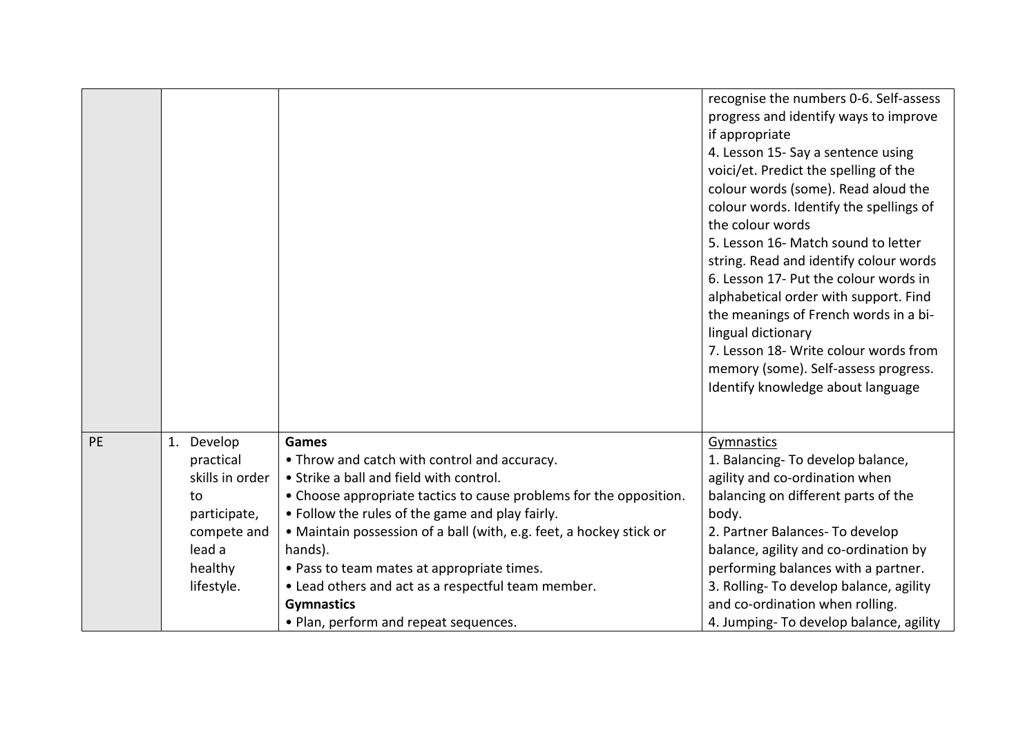| | | | |
|---|---|---|---|
| | | | recognise the numbers 0-6. Self-assess progress and identify ways to improve if appropriate<br>4. Lesson 15- Say a sentence using voici/et. Predict the spelling of the colour words (some). Read aloud the colour words. Identify the spellings of the colour words<br>5. Lesson 16- Match sound to letter string. Read and identify colour words<br>6. Lesson 17- Put the colour words in alphabetical order with support. Find the meanings of French words in a bi-lingual dictionary<br>7. Lesson 18- Write colour words from memory (some). Self-assess progress. Identify knowledge about language |
| PE | 1. Develop practical skills in order to participate, compete and lead a healthy lifestyle. | **Games**<br>• Throw and catch with control and accuracy.<br>• Strike a ball and field with control.<br>• Choose appropriate tactics to cause problems for the opposition.<br>• Follow the rules of the game and play fairly.<br>• Maintain possession of a ball (with, e.g. feet, a hockey stick or hands).<br>• Pass to team mates at appropriate times.<br>• Lead others and act as a respectful team member.<br>**Gymnastics**<br>• Plan, perform and repeat sequences. | Gymnastics<br>1. Balancing- To develop balance, agility and co-ordination when balancing on different parts of the body.<br>2. Partner Balances- To develop balance, agility and co-ordination by performing balances with a partner.<br>3. Rolling- To develop balance, agility and co-ordination when rolling.<br>4. Jumping- To develop balance, agility |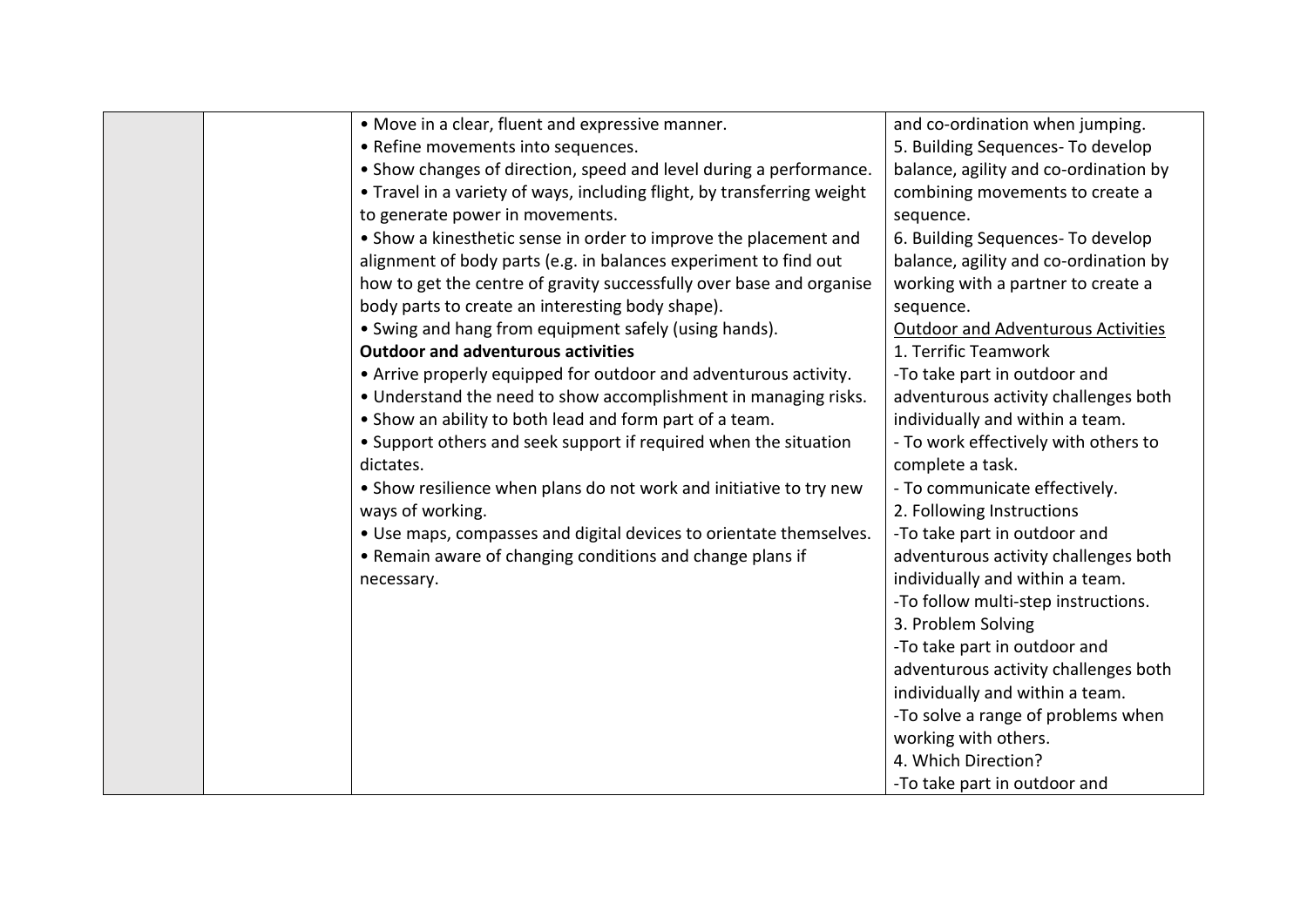| | | | |
|---|---|---|---|
| | | • Move in a clear, fluent and expressive manner.<br>• Refine movements into sequences.<br>• Show changes of direction, speed and level during a performance.<br>• Travel in a variety of ways, including flight, by transferring weight to generate power in movements.<br>• Show a kinesthetic sense in order to improve the placement and alignment of body parts (e.g. in balances experiment to find out how to get the centre of gravity successfully over base and organise body parts to create an interesting body shape).<br>• Swing and hang from equipment safely (using hands).<br>**Outdoor and adventurous activities**<br>• Arrive properly equipped for outdoor and adventurous activity.<br>• Understand the need to show accomplishment in managing risks.<br>• Show an ability to both lead and form part of a team.<br>• Support others and seek support if required when the situation dictates.<br>• Show resilience when plans do not work and initiative to try new ways of working.<br>• Use maps, compasses and digital devices to orientate themselves.<br>• Remain aware of changing conditions and change plans if necessary. | and co-ordination when jumping.<br>5. Building Sequences- To develop balance, agility and co-ordination by combining movements to create a sequence.<br>6. Building Sequences- To develop balance, agility and co-ordination by working with a partner to create a sequence.<br>Outdoor and Adventurous Activities<br>1. Terrific Teamwork<br>-To take part in outdoor and adventurous activity challenges both individually and within a team.<br>- To work effectively with others to complete a task.<br>- To communicate effectively.<br>2. Following Instructions<br>-To take part in outdoor and adventurous activity challenges both individually and within a team.<br>-To follow multi-step instructions.<br>3. Problem Solving<br>-To take part in outdoor and adventurous activity challenges both individually and within a team.<br>-To solve a range of problems when working with others.<br>4. Which Direction?<br>-To take part in outdoor and |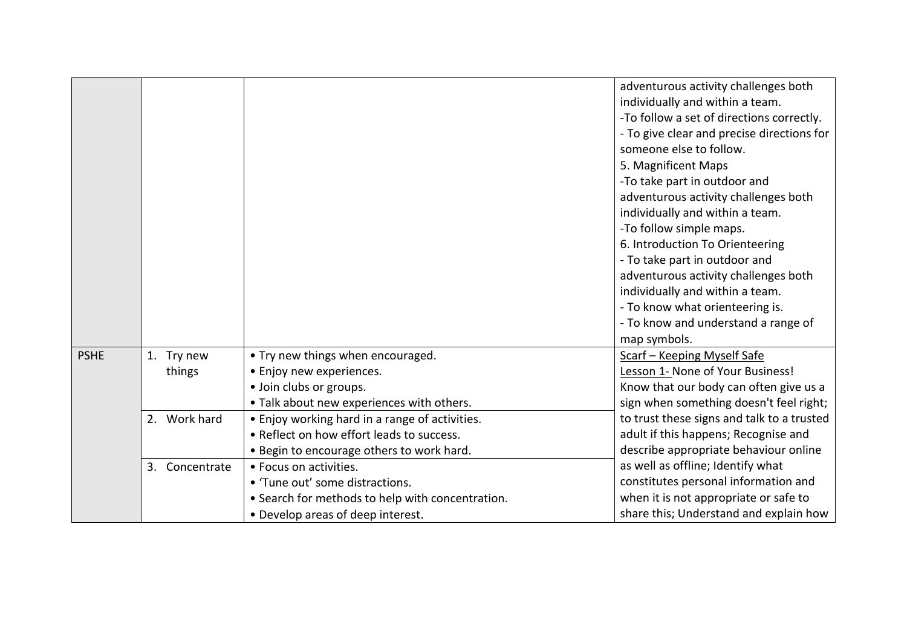| | | | |
|---|---|---|---|
| | | | adventurous activity challenges both individually and within a team.<br>-To follow a set of directions correctly.<br>- To give clear and precise directions for someone else to follow.<br>5. Magnificent Maps<br>-To take part in outdoor and adventurous activity challenges both individually and within a team.<br>-To follow simple maps.<br>6. Introduction To Orienteering<br>- To take part in outdoor and adventurous activity challenges both individually and within a team.<br>- To know what orienteering is.<br>- To know and understand a range of map symbols. |
| PSHE | 1. Try new things | • Try new things when encouraged.<br>• Enjoy new experiences.<br>• Join clubs or groups.<br>• Talk about new experiences with others. | Scarf – Keeping Myself Safe<br>Lesson 1- None of Your Business!<br>Know that our body can often give us a sign when something doesn't feel right; to trust these signs and talk to a trusted adult if this happens; Recognise and describe appropriate behaviour online as well as offline; Identify what constitutes personal information and when it is not appropriate or safe to share this; Understand and explain how |
| | 2. Work hard | • Enjoy working hard in a range of activities.<br>• Reflect on how effort leads to success.<br>• Begin to encourage others to work hard. | |
| | 3. Concentrate | • Focus on activities.<br>• 'Tune out' some distractions.<br>• Search for methods to help with concentration.<br>• Develop areas of deep interest. | |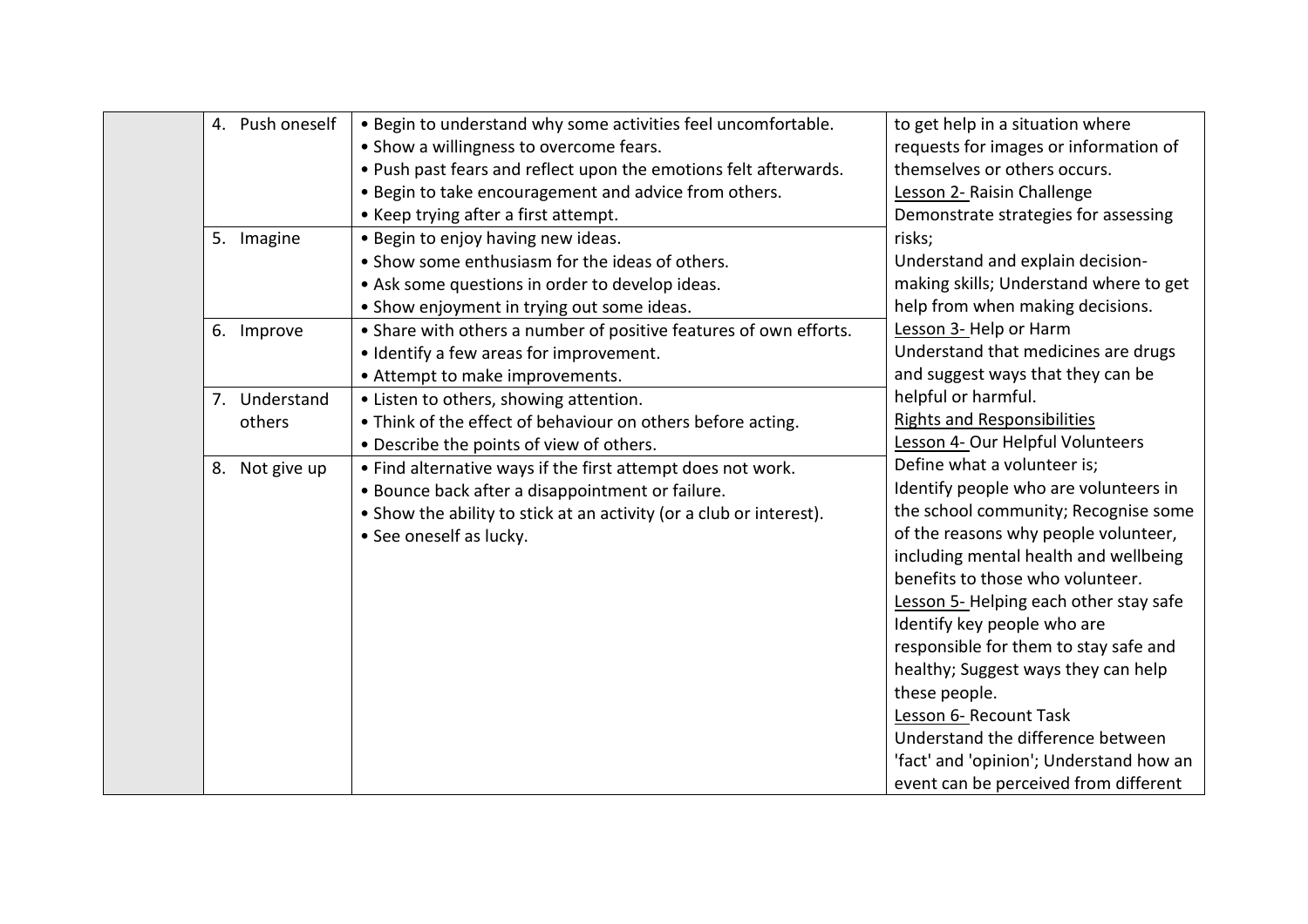| | | | |
|---|---|---|---|
| | 4. Push oneself | • Begin to understand why some activities feel uncomfortable.<br>• Show a willingness to overcome fears.<br>• Push past fears and reflect upon the emotions felt afterwards.<br>• Begin to take encouragement and advice from others.<br>• Keep trying after a first attempt. | to get help in a situation where requests for images or information of themselves or others occurs.<br>Lesson 2- Raisin Challenge<br>Demonstrate strategies for assessing risks;<br>Understand and explain decision-making skills; Understand where to get help from when making decisions.<br>Lesson 3- Help or Harm<br>Understand that medicines are drugs and suggest ways that they can be helpful or harmful.<br>Rights and Responsibilities<br>Lesson 4- Our Helpful Volunteers<br>Define what a volunteer is;<br>Identify people who are volunteers in the school community; Recognise some of the reasons why people volunteer, including mental health and wellbeing benefits to those who volunteer.<br>Lesson 5- Helping each other stay safe<br>Identify key people who are responsible for them to stay safe and healthy; Suggest ways they can help these people.<br>Lesson 6- Recount Task<br>Understand the difference between 'fact' and 'opinion'; Understand how an event can be perceived from different |
| | 5. Imagine | • Begin to enjoy having new ideas.<br>• Show some enthusiasm for the ideas of others.<br>• Ask some questions in order to develop ideas.<br>• Show enjoyment in trying out some ideas. | |
| | 6. Improve | • Share with others a number of positive features of own efforts.<br>• Identify a few areas for improvement.<br>• Attempt to make improvements. | |
| | 7. Understand others | • Listen to others, showing attention.<br>• Think of the effect of behaviour on others before acting.<br>• Describe the points of view of others. | |
| | 8. Not give up | • Find alternative ways if the first attempt does not work.<br>• Bounce back after a disappointment or failure.<br>• Show the ability to stick at an activity (or a club or interest).<br>• See oneself as lucky. | |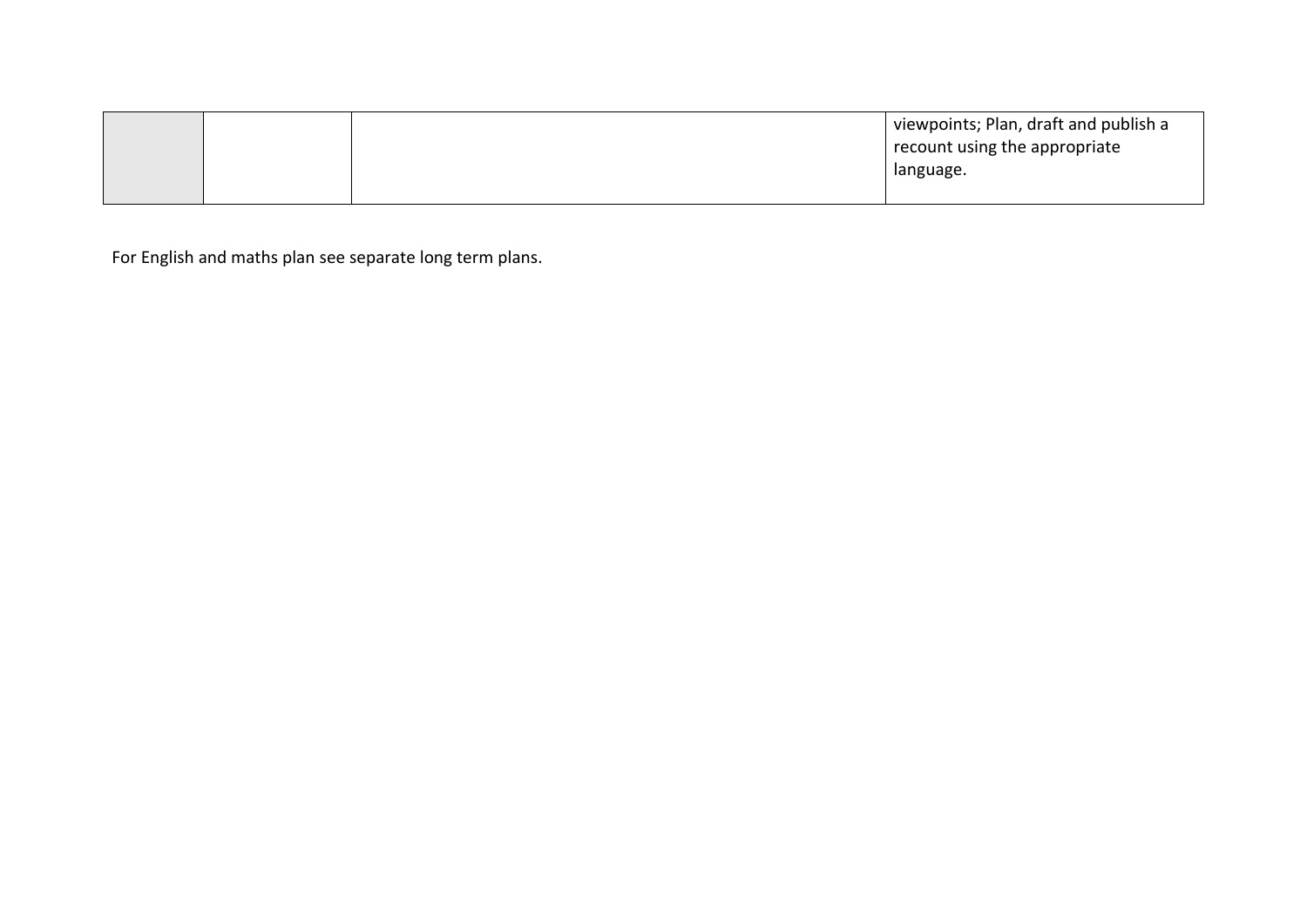| | | | |
|---|---|---|---|
| | | | viewpoints; Plan, draft and publish a recount using the appropriate language. |

For English and maths plan see separate long term plans.